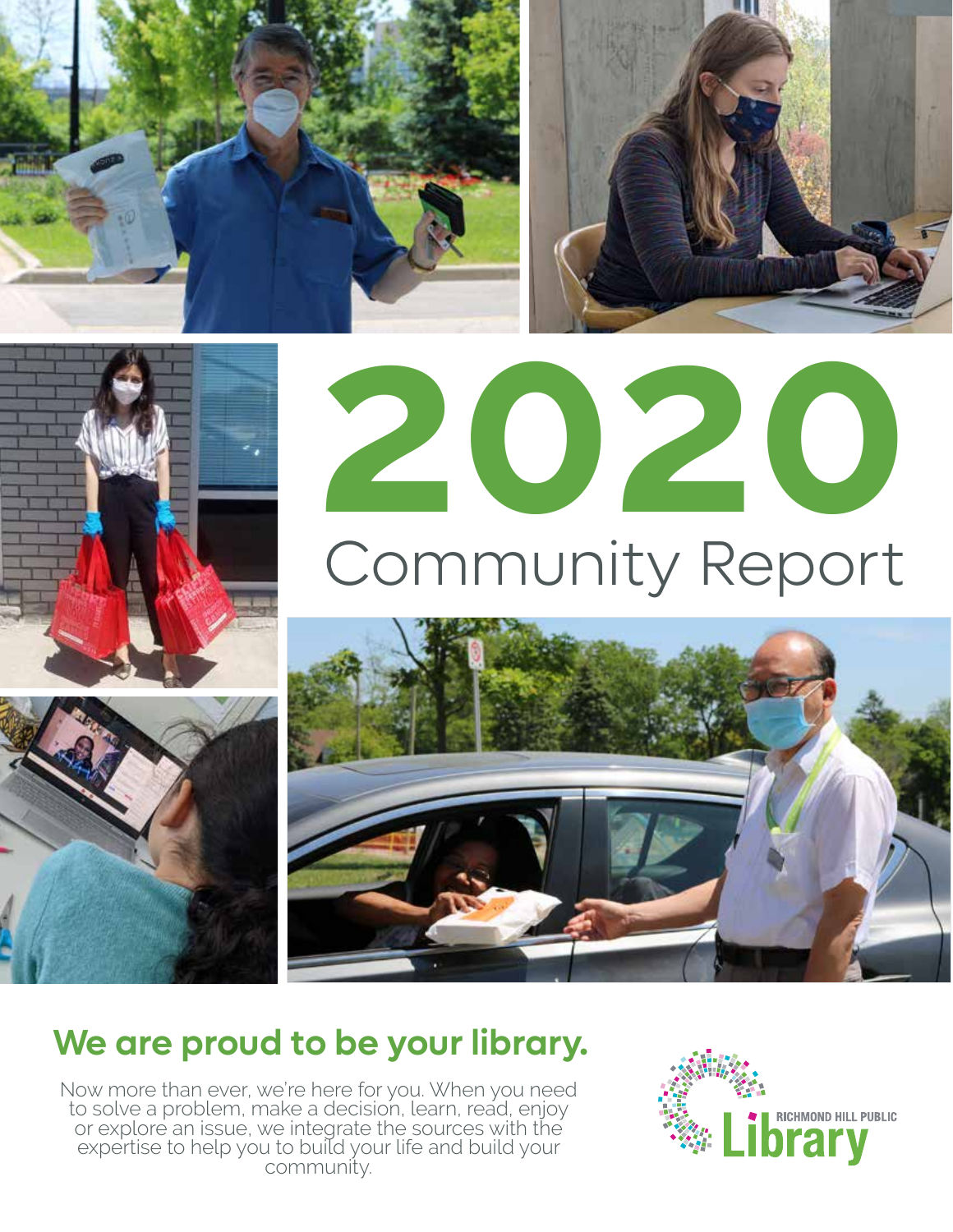# 2020

## Community Report

## We are proud to be your library.

Now more than ever, we're here for you. When you need to solve a problem, make a decision, learn, read, enjoy or explore an issue, we integrate the sources with the expertise to help you to build your life and build your community.

RICHMOND HILL PUBLIC Library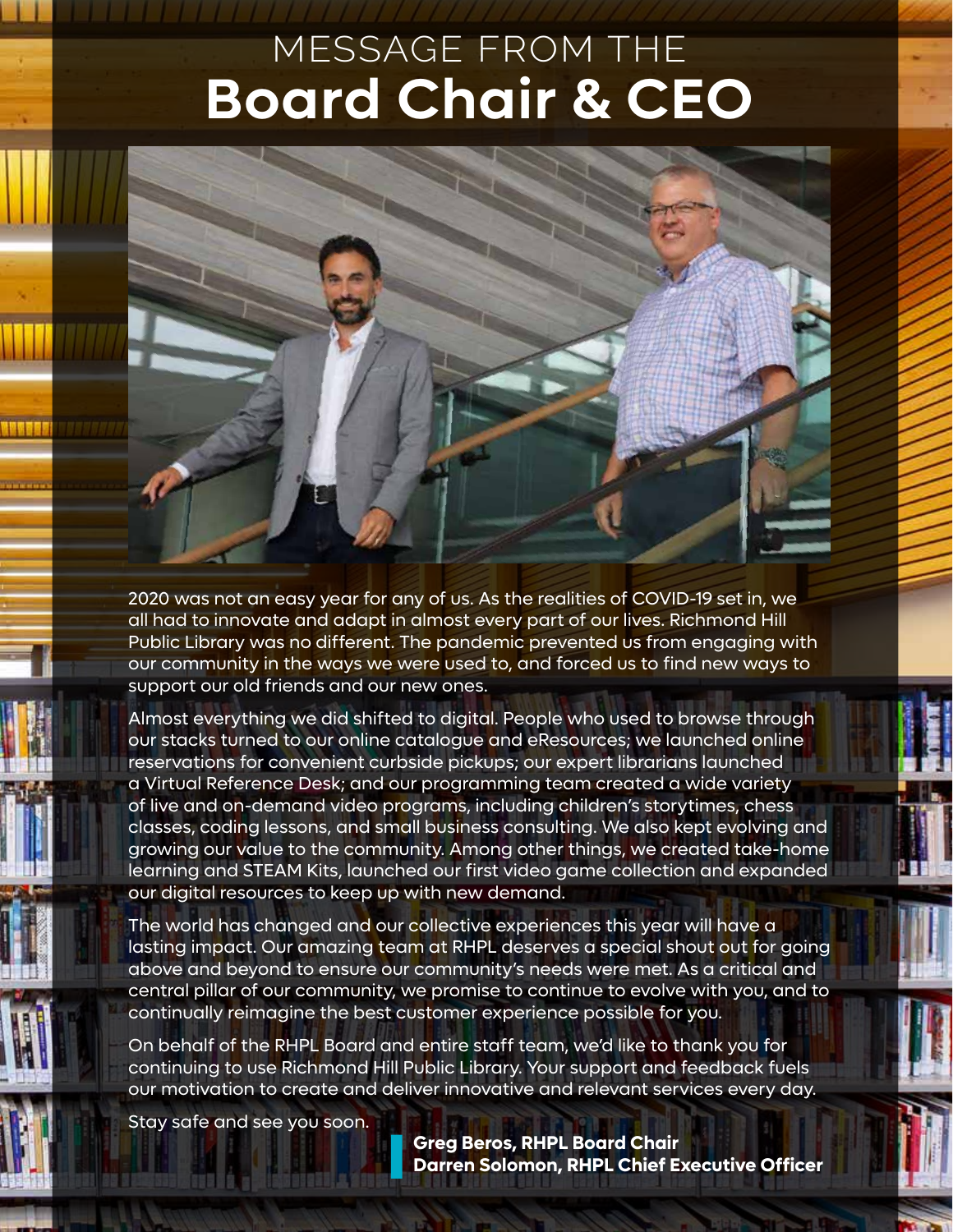# MESSAGE FROM THE **Board Chair & CEO**

2020 was not an easy year for any of us. As the realities of COVID-19 set in, we all had to innovate and adapt in almost every part of our lives. Richmond Hill Public Library was no different. The pandemic prevented us from engaging with our community in the ways we were used to, and forced us to find new ways to support our old friends and our new ones.

Almost everything we did shifted to digital. People who used to browse through our stacks turned to our online catalogue and eResources; we launched online reservations for convenient curbside pickups; our expert librarians launched a Virtual Reference Desk; and our programming team created a wide variety of live and on-demand video programs, including children's storytimes, chess classes, coding lessons, and small business consulting. We also kept evolving and growing our value to the community. Among other things, we created take-home learning and STEAM Kits, launched our first video game collection and expanded our digital resources to keep up with new demand.

The world has changed and our collective experiences this year will have a lasting impact. Our amazing team at RHPL deserves a special shout out for going above and beyond to ensure our community's needs were met. As a critical and central pillar of our community, we promise to continue to evolve with you, and to continually reimagine the best customer experience possible for you.

On behalf of the RHPL Board and entire staff team, we'd like to thank you for continuing to use Richmond Hill Public Library. Your support and feedback fuels our motivation to create and deliver innovative and relevant services every day.

Stay safe and see you soon.

**Greg Beros, RHPL Board Chair**
**Darren Solomon, RHPL Chief Executive Officer**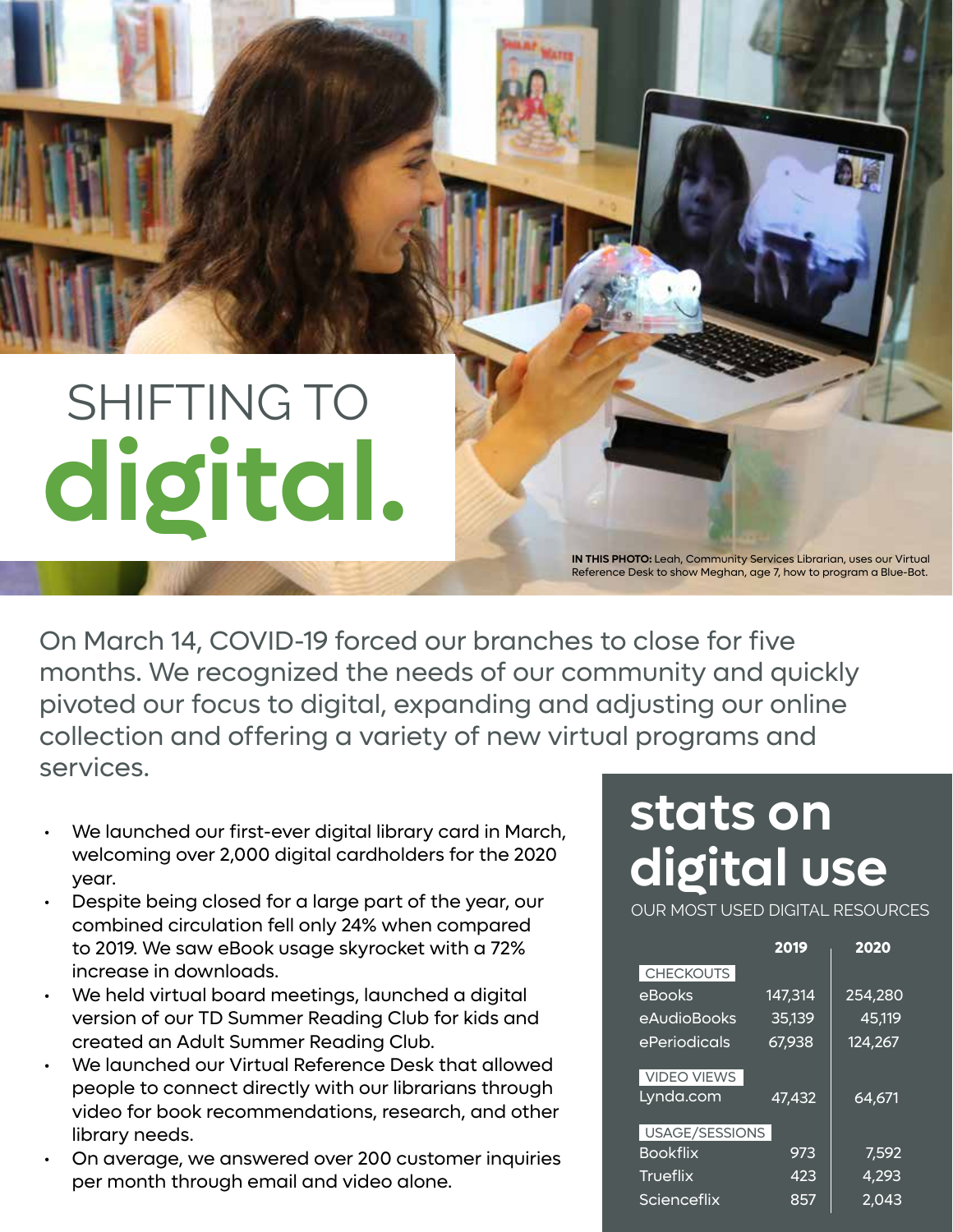# SHIFTING TO **digital.**

**IN THIS PHOTO:** Leah, Community Services Librarian, uses our Virtual Reference Desk to show Meghan, age 7, how to program a Blue-Bot.

On March 14, COVID-19 forced our branches to close for five months. We recognized the needs of our community and quickly pivoted our focus to digital, expanding and adjusting our online collection and offering a variety of new virtual programs and services.

- We launched our first-ever digital library card in March, welcoming over 2,000 digital cardholders for the 2020 year.
- Despite being closed for a large part of the year, our combined circulation fell only 24% when compared to 2019. We saw eBook usage skyrocket with a 72% increase in downloads.
- We held virtual board meetings, launched a digital version of our TD Summer Reading Club for kids and created an Adult Summer Reading Club.
- We launched our Virtual Reference Desk that allowed people to connect directly with our librarians through video for book recommendations, research, and other library needs.
- On average, we answered over 200 customer inquiries per month through email and video alone.

## stats on digital use

OUR MOST USED DIGITAL RESOURCES

| | 2019 | 2020 |
|---|---|---|
| **CHECKOUTS** | | |
| eBooks | 147,314 | 254,280 |
| eAudioBooks | 35,139 | 45,119 |
| ePeriodicals | 67,938 | 124,267 |
| **VIDEO VIEWS** | | |
| Lynda.com | 47,432 | 64,671 |
| **USAGE/SESSIONS** | | |
| Bookflix | 973 | 7,592 |
| Trueflix | 423 | 4,293 |
| Scienceflix | 857 | 2,043 |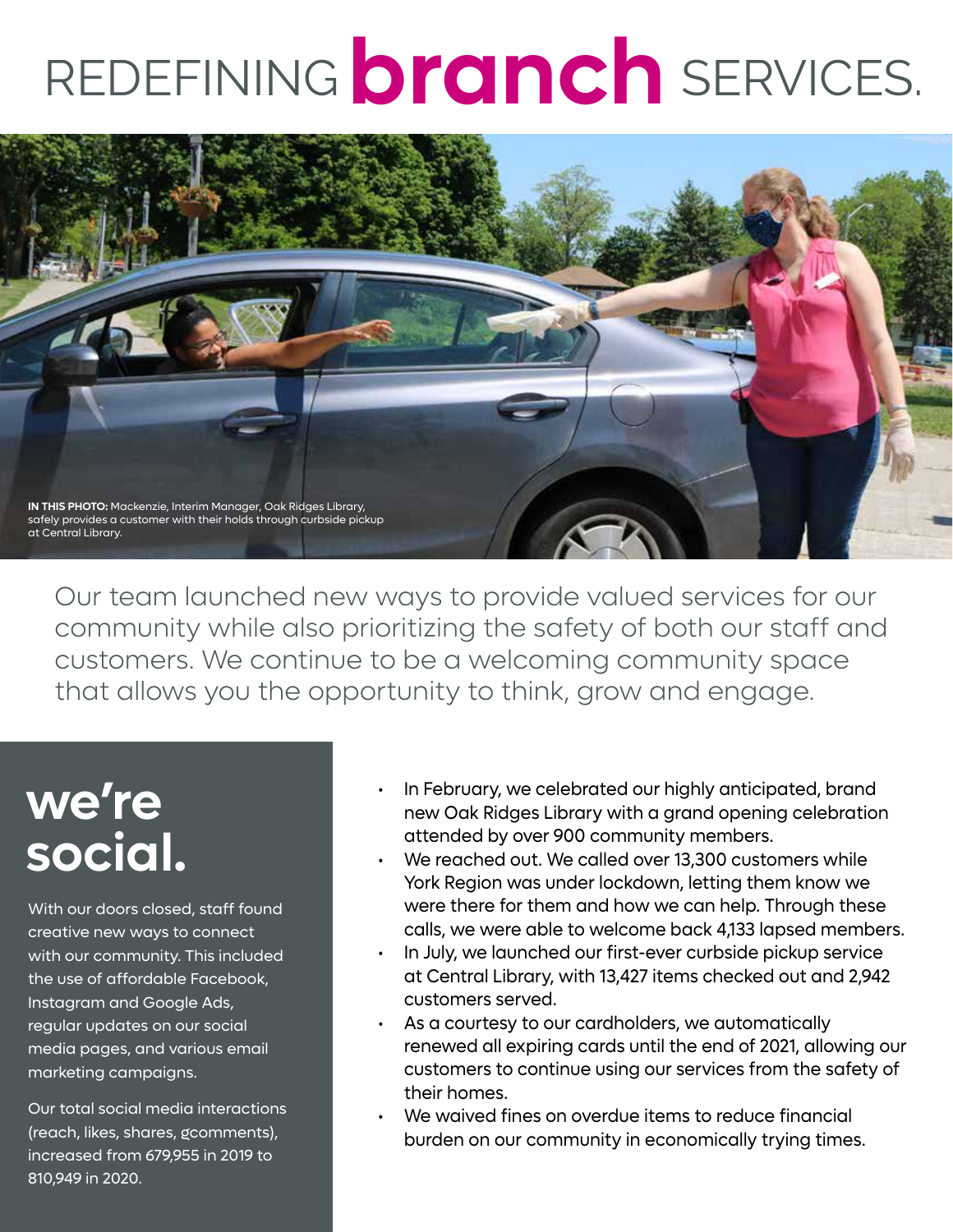# REDEFINING **branch** SERVICES.

**IN THIS PHOTO:** Mackenzie, Interim Manager, Oak Ridges Library, safely provides a customer with their holds through curbside pickup at Central Library.

Our team launched new ways to provide valued services for our community while also prioritizing the safety of both our staff and customers. We continue to be a welcoming community space that allows you the opportunity to think, grow and engage.

## we're social.

With our doors closed, staff found creative new ways to connect with our community. This included the use of affordable Facebook, Instagram and Google Ads, regular updates on our social media pages, and various email marketing campaigns.

Our total social media interactions (reach, likes, shares, gcomments), increased from 679,955 in 2019 to 810,949 in 2020.

- In February, we celebrated our highly anticipated, brand new Oak Ridges Library with a grand opening celebration attended by over 900 community members.
- We reached out. We called over 13,300 customers while York Region was under lockdown, letting them know we were there for them and how we can help. Through these calls, we were able to welcome back 4,133 lapsed members.
- In July, we launched our first-ever curbside pickup service at Central Library, with 13,427 items checked out and 2,942 customers served.
- As a courtesy to our cardholders, we automatically renewed all expiring cards until the end of 2021, allowing our customers to continue using our services from the safety of their homes.
- We waived fines on overdue items to reduce financial burden on our community in economically trying times.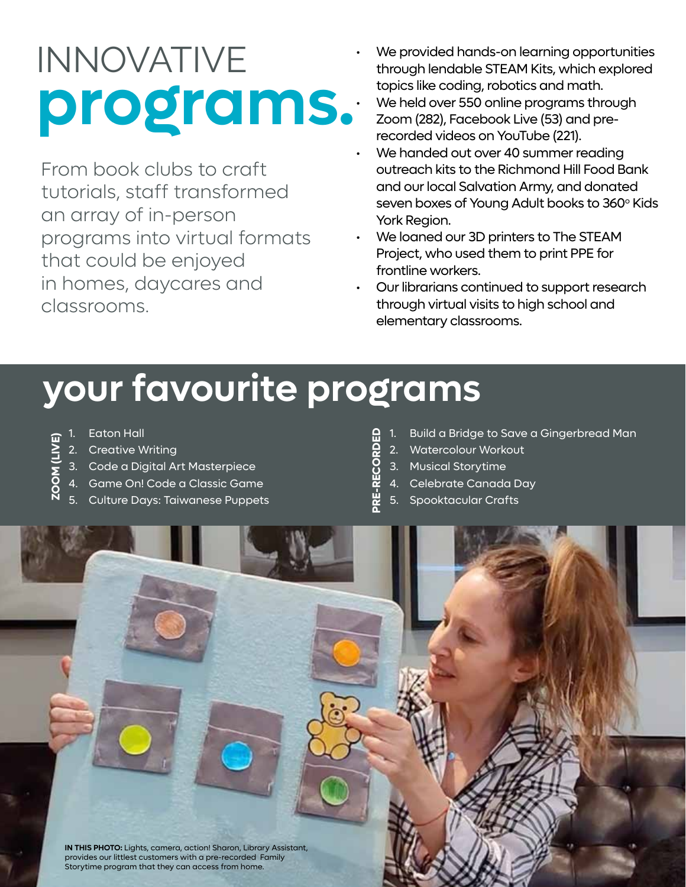# INNOVATIVE **programs.**

From book clubs to craft tutorials, staff transformed an array of in-person programs into virtual formats that could be enjoyed in homes, daycares and classrooms.

- We provided hands-on learning opportunities through lendable STEAM Kits, which explored topics like coding, robotics and math.
- We held over 550 online programs through Zoom (282), Facebook Live (53) and pre-recorded videos on YouTube (221).
- We handed out over 40 summer reading outreach kits to the Richmond Hill Food Bank and our local Salvation Army, and donated seven boxes of Young Adult books to 360° Kids York Region.
- We loaned our 3D printers to The STEAM Project, who used them to print PPE for frontline workers.
- Our librarians continued to support research through virtual visits to high school and elementary classrooms.

## your favourite programs

**ZOOM (LIVE)**

1. Eaton Hall
2. Creative Writing
3. Code a Digital Art Masterpiece
4. Game On! Code a Classic Game
5. Culture Days: Taiwanese Puppets

**PRE-RECORDED**

1. Build a Bridge to Save a Gingerbread Man
2. Watercolour Workout
3. Musical Storytime
4. Celebrate Canada Day
5. Spooktacular Crafts

**IN THIS PHOTO:** Lights, camera, action! Sharon, Library Assistant, provides our littlest customers with a pre-recorded Family Storytime program that they can access from home.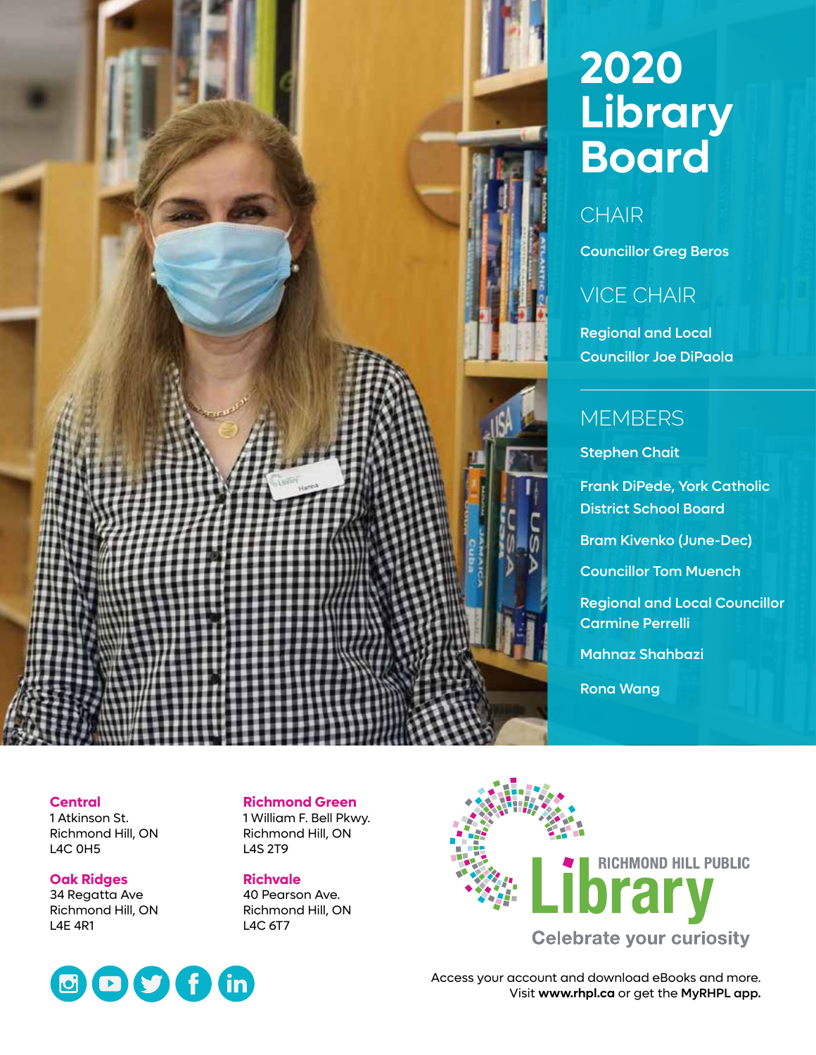# 2020 Library Board

## CHAIR

**Councillor Greg Beros**

## VICE CHAIR

**Regional and Local Councillor Joe DiPaola**

## MEMBERS

**Stephen Chait**

**Frank DiPede, York Catholic District School Board**

**Bram Kivenko (June-Dec)**

**Councillor Tom Muench**

**Regional and Local Councillor Carmine Perrelli**

**Mahnaz Shahbazi**

**Rona Wang**

**Central**
1 Atkinson St.
Richmond Hill, ON
L4C 0H5

**Oak Ridges**
34 Regatta Ave
Richmond Hill, ON
L4E 4R1

**Richmond Green**
1 William F. Bell Pkwy.
Richmond Hill, ON
L4S 2T9

**Richvale**
40 Pearson Ave.
Richmond Hill, ON
L4C 6T7

RICHMOND HILL PUBLIC Library

Celebrate your curiosity

Access your account and download eBooks and more.
Visit **www.rhpl.ca** or get the **MyRHPL app.**